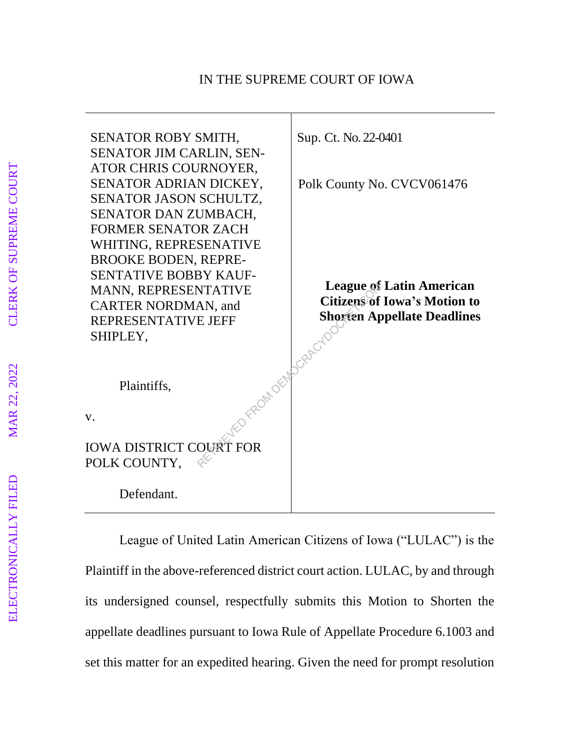IN THE SUPREME COURT OF IOWA

| | |
|---|---|
| SENATOR ROBY SMITH, SENATOR JIM CARLIN, SENATOR CHRIS COURNOYER, SENATOR ADRIAN DICKEY, SENATOR JASON SCHULTZ, SENATOR DAN ZUMBACH, FORMER SENATOR ZACH WHITING, REPRESENATIVE BROOKE BODEN, REPRESENTATIVE BOBBY KAUFMANN, REPRESENTATIVE CARTER NORDMAN, and REPRESENTATIVE JEFF SHIPLEY,<br><br>Plaintiffs,<br><br>v.<br><br>IOWA DISTRICT COURT FOR POLK COUNTY,<br><br>Defendant. | Sup. Ct. No. 22-0401<br><br>Polk County No. CVCV061476<br><br>**League of Latin American Citizens of Iowa's Motion to Shorten Appellate Deadlines** |

League of United Latin American Citizens of Iowa ("LULAC") is the Plaintiff in the above-referenced district court action. LULAC, by and through its undersigned counsel, respectfully submits this Motion to Shorten the appellate deadlines pursuant to Iowa Rule of Appellate Procedure 6.1003 and set this matter for an expedited hearing. Given the need for prompt resolution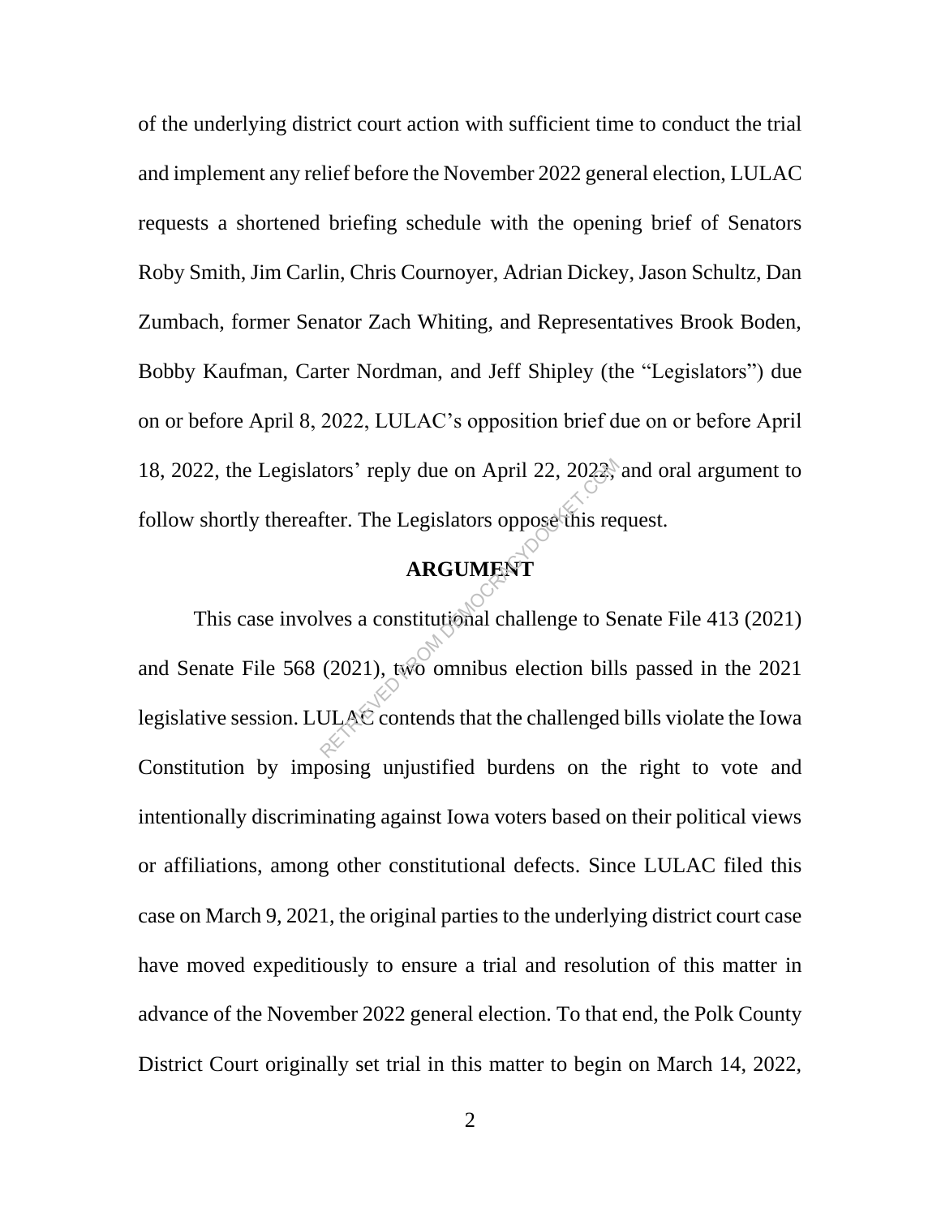of the underlying district court action with sufficient time to conduct the trial and implement any relief before the November 2022 general election, LULAC requests a shortened briefing schedule with the opening brief of Senators Roby Smith, Jim Carlin, Chris Cournoyer, Adrian Dickey, Jason Schultz, Dan Zumbach, former Senator Zach Whiting, and Representatives Brook Boden, Bobby Kaufman, Carter Nordman, and Jeff Shipley (the "Legislators") due on or before April 8, 2022, LULAC's opposition brief due on or before April 18, 2022, the Legislators' reply due on April 22, 2022, and oral argument to follow shortly thereafter. The Legislators oppose this request.

## ARGUMENT

This case involves a constitutional challenge to Senate File 413 (2021) and Senate File 568 (2021), two omnibus election bills passed in the 2021 legislative session. LULAC contends that the challenged bills violate the Iowa Constitution by imposing unjustified burdens on the right to vote and intentionally discriminating against Iowa voters based on their political views or affiliations, among other constitutional defects. Since LULAC filed this case on March 9, 2021, the original parties to the underlying district court case have moved expeditiously to ensure a trial and resolution of this matter in advance of the November 2022 general election. To that end, the Polk County District Court originally set trial in this matter to begin on March 14, 2022,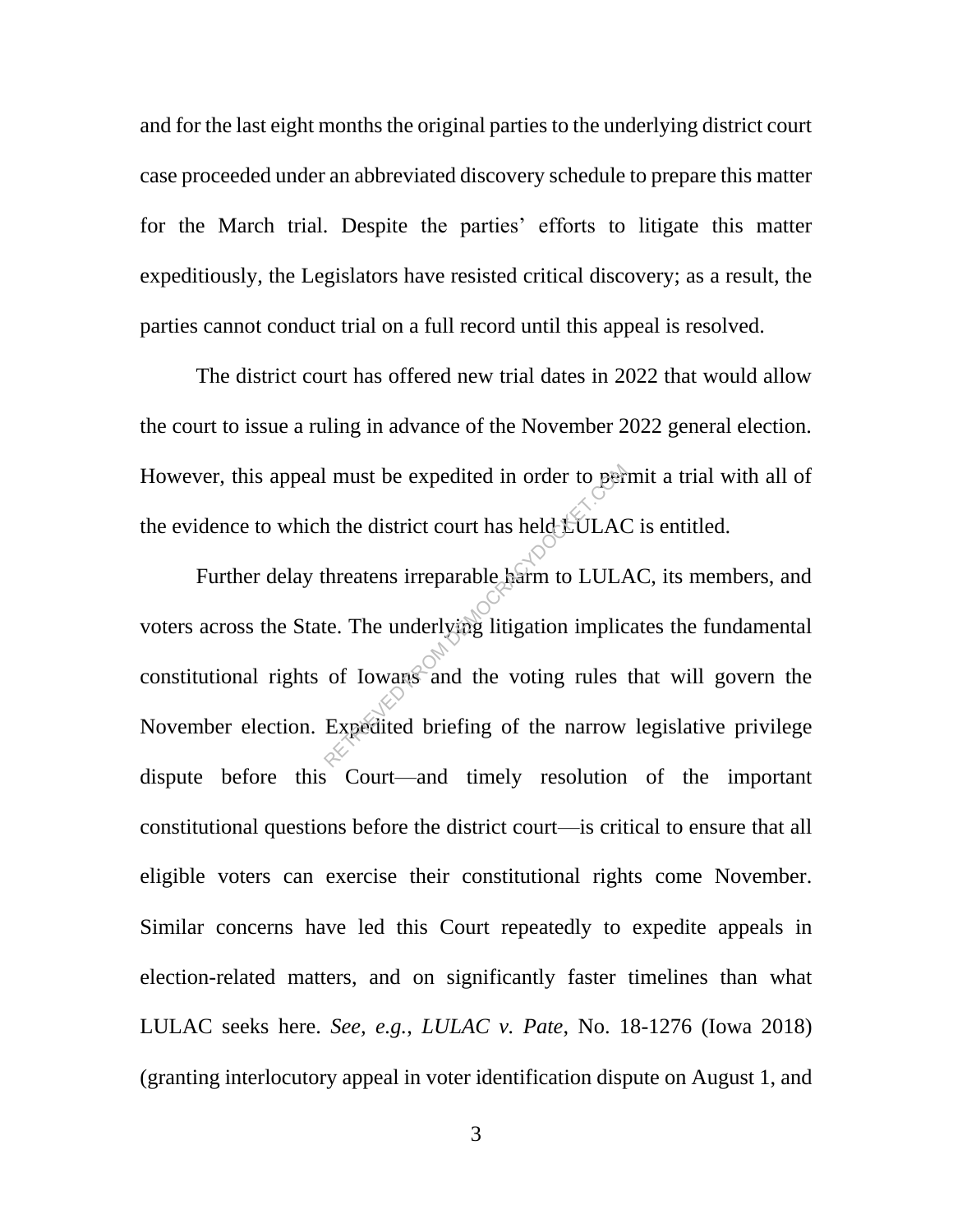and for the last eight months the original parties to the underlying district court case proceeded under an abbreviated discovery schedule to prepare this matter for the March trial. Despite the parties' efforts to litigate this matter expeditiously, the Legislators have resisted critical discovery; as a result, the parties cannot conduct trial on a full record until this appeal is resolved.

The district court has offered new trial dates in 2022 that would allow the court to issue a ruling in advance of the November 2022 general election. However, this appeal must be expedited in order to permit a trial with all of the evidence to which the district court has held LULAC is entitled.

Further delay threatens irreparable harm to LULAC, its members, and voters across the State. The underlying litigation implicates the fundamental constitutional rights of Iowans and the voting rules that will govern the November election. Expedited briefing of the narrow legislative privilege dispute before this Court—and timely resolution of the important constitutional questions before the district court—is critical to ensure that all eligible voters can exercise their constitutional rights come November. Similar concerns have led this Court repeatedly to expedite appeals in election-related matters, and on significantly faster timelines than what LULAC seeks here. *See, e.g.*, *LULAC v. Pate*, No. 18-1276 (Iowa 2018) (granting interlocutory appeal in voter identification dispute on August 1, and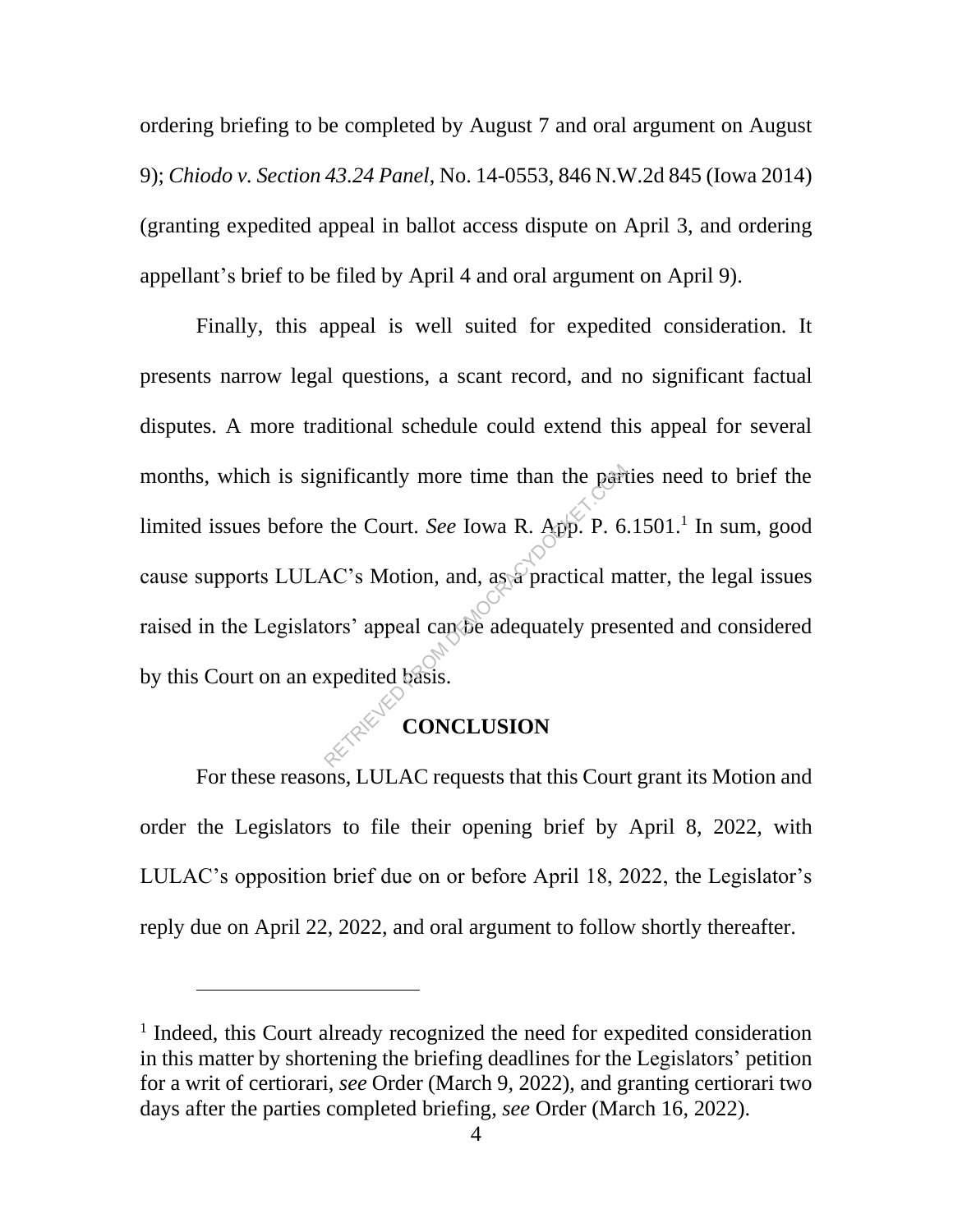ordering briefing to be completed by August 7 and oral argument on August 9); *Chiodo v. Section 43.24 Panel*, No. 14-0553, 846 N.W.2d 845 (Iowa 2014) (granting expedited appeal in ballot access dispute on April 3, and ordering appellant's brief to be filed by April 4 and oral argument on April 9).

Finally, this appeal is well suited for expedited consideration. It presents narrow legal questions, a scant record, and no significant factual disputes. A more traditional schedule could extend this appeal for several months, which is significantly more time than the parties need to brief the limited issues before the Court. *See* Iowa R. App. P. 6.1501.[1] In sum, good cause supports LULAC's Motion, and, as a practical matter, the legal issues raised in the Legislators' appeal can be adequately presented and considered by this Court on an expedited basis.

## CONCLUSION

For these reasons, LULAC requests that this Court grant its Motion and order the Legislators to file their opening brief by April 8, 2022, with LULAC's opposition brief due on or before April 18, 2022, the Legislator's reply due on April 22, 2022, and oral argument to follow shortly thereafter.

---

[1] Indeed, this Court already recognized the need for expedited consideration in this matter by shortening the briefing deadlines for the Legislators' petition for a writ of certiorari, *see* Order (March 9, 2022), and granting certiorari two days after the parties completed briefing, *see* Order (March 16, 2022).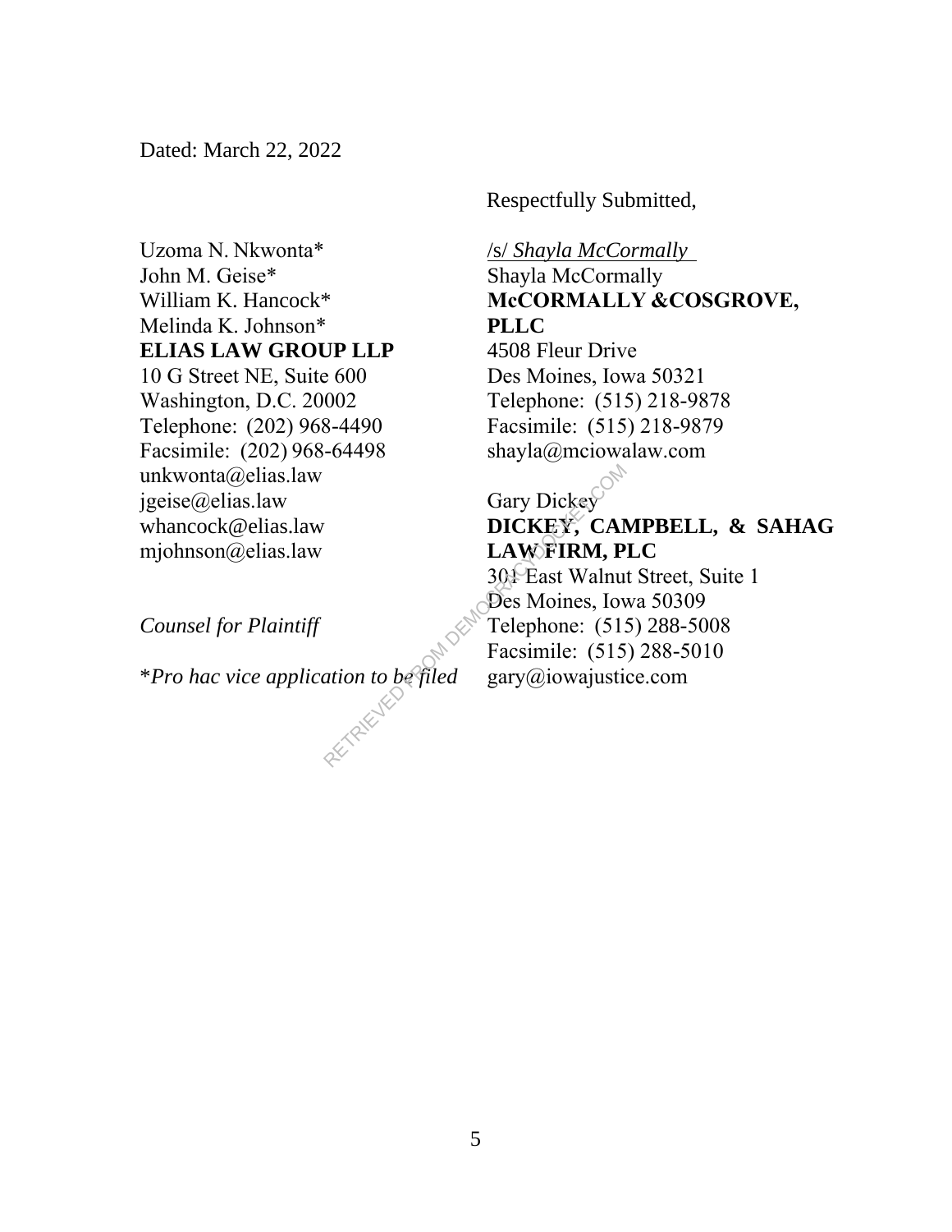Dated: March 22, 2022

Respectfully Submitted,

/s/ *Shayla McCormally*
Shayla McCormally
**McCORMALLY &COSGROVE, PLLC**
4508 Fleur Drive
Des Moines, Iowa 50321
Telephone: (515) 218-9878
Facsimile: (515) 218-9879
shayla@mciowalaw.com

Gary Dickey
**DICKEY, CAMPBELL, & SAHAG LAW FIRM, PLC**
301 East Walnut Street, Suite 1
Des Moines, Iowa 50309
Telephone: (515) 288-5008
Facsimile: (515) 288-5010
gary@iowajustice.com

Uzoma N. Nkwonta*
John M. Geise*
William K. Hancock*
Melinda K. Johnson*
**ELIAS LAW GROUP LLP**
10 G Street NE, Suite 600
Washington, D.C. 20002
Telephone: (202) 968-4490
Facsimile: (202) 968-64498
unkwonta@elias.law
jgeise@elias.law
whancock@elias.law
mjohnson@elias.law

*Counsel for Plaintiff*

**Pro hac vice application to be filed*